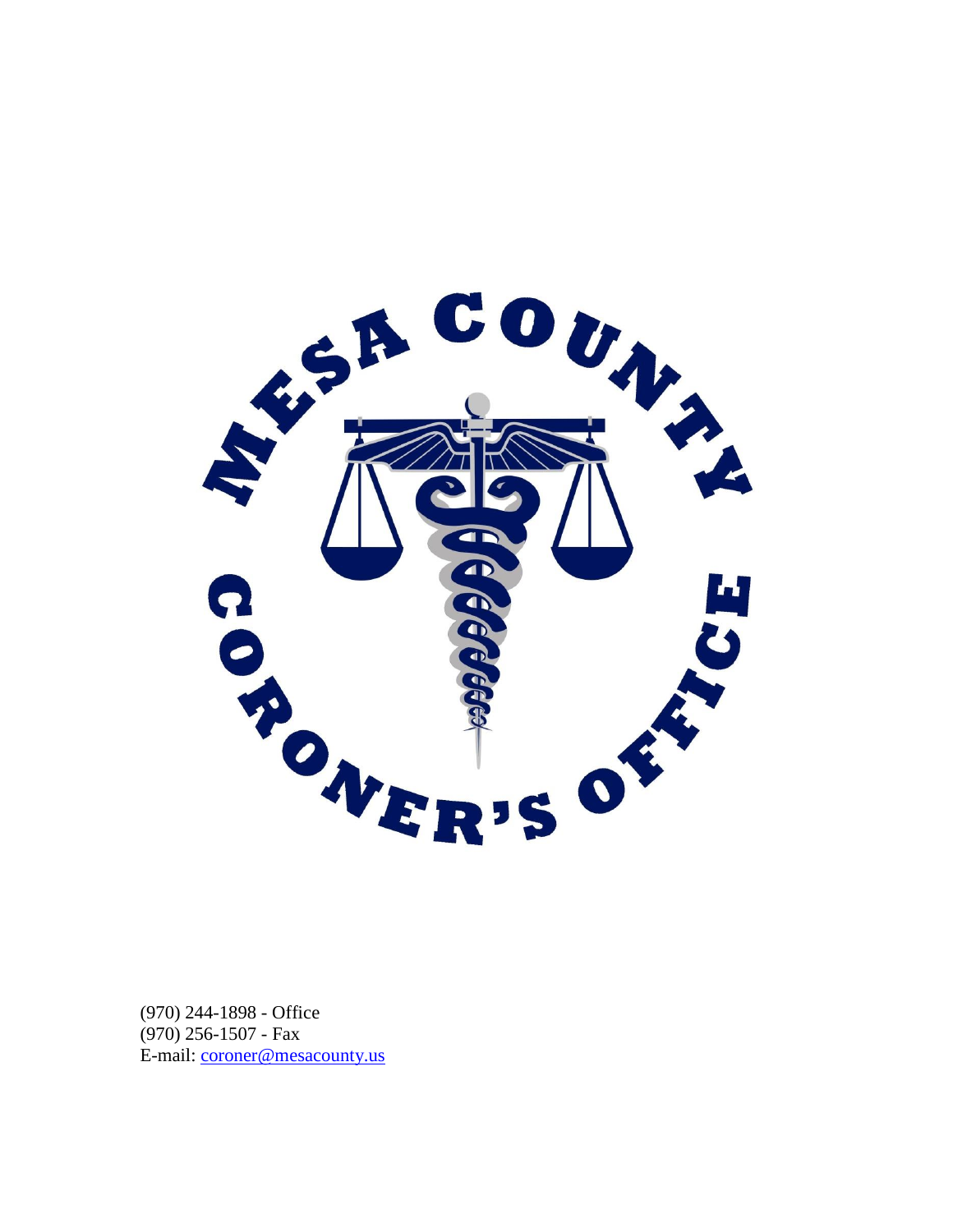MESA COUNTY CORONER'S OFFICE

(970) 244-1898 - Office
(970) 256-1507 - Fax
E-mail: [coroner@mesacounty.us](mailto:coroner@mesacounty.us)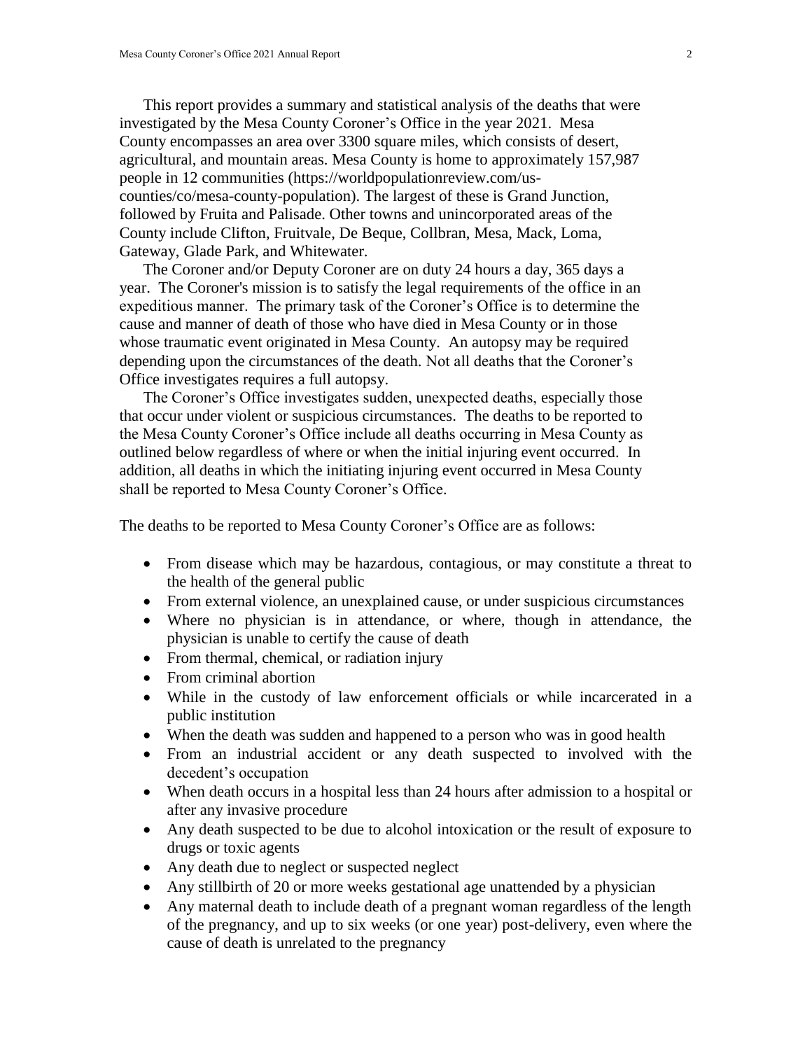This report provides a summary and statistical analysis of the deaths that were investigated by the Mesa County Coroner's Office in the year 2021. Mesa County encompasses an area over 3300 square miles, which consists of desert, agricultural, and mountain areas. Mesa County is home to approximately 157,987 people in 12 communities (https://worldpopulationreview.com/us-counties/co/mesa-county-population). The largest of these is Grand Junction, followed by Fruita and Palisade. Other towns and unincorporated areas of the County include Clifton, Fruitvale, De Beque, Collbran, Mesa, Mack, Loma, Gateway, Glade Park, and Whitewater.

The Coroner and/or Deputy Coroner are on duty 24 hours a day, 365 days a year. The Coroner's mission is to satisfy the legal requirements of the office in an expeditious manner. The primary task of the Coroner's Office is to determine the cause and manner of death of those who have died in Mesa County or in those whose traumatic event originated in Mesa County. An autopsy may be required depending upon the circumstances of the death. Not all deaths that the Coroner's Office investigates requires a full autopsy.

The Coroner's Office investigates sudden, unexpected deaths, especially those that occur under violent or suspicious circumstances. The deaths to be reported to the Mesa County Coroner's Office include all deaths occurring in Mesa County as outlined below regardless of where or when the initial injuring event occurred. In addition, all deaths in which the initiating injuring event occurred in Mesa County shall be reported to Mesa County Coroner's Office.

The deaths to be reported to Mesa County Coroner's Office are as follows:

- From disease which may be hazardous, contagious, or may constitute a threat to the health of the general public
- From external violence, an unexplained cause, or under suspicious circumstances
- Where no physician is in attendance, or where, though in attendance, the physician is unable to certify the cause of death
- From thermal, chemical, or radiation injury
- From criminal abortion
- While in the custody of law enforcement officials or while incarcerated in a public institution
- When the death was sudden and happened to a person who was in good health
- From an industrial accident or any death suspected to involved with the decedent's occupation
- When death occurs in a hospital less than 24 hours after admission to a hospital or after any invasive procedure
- Any death suspected to be due to alcohol intoxication or the result of exposure to drugs or toxic agents
- Any death due to neglect or suspected neglect
- Any stillbirth of 20 or more weeks gestational age unattended by a physician
- Any maternal death to include death of a pregnant woman regardless of the length of the pregnancy, and up to six weeks (or one year) post-delivery, even where the cause of death is unrelated to the pregnancy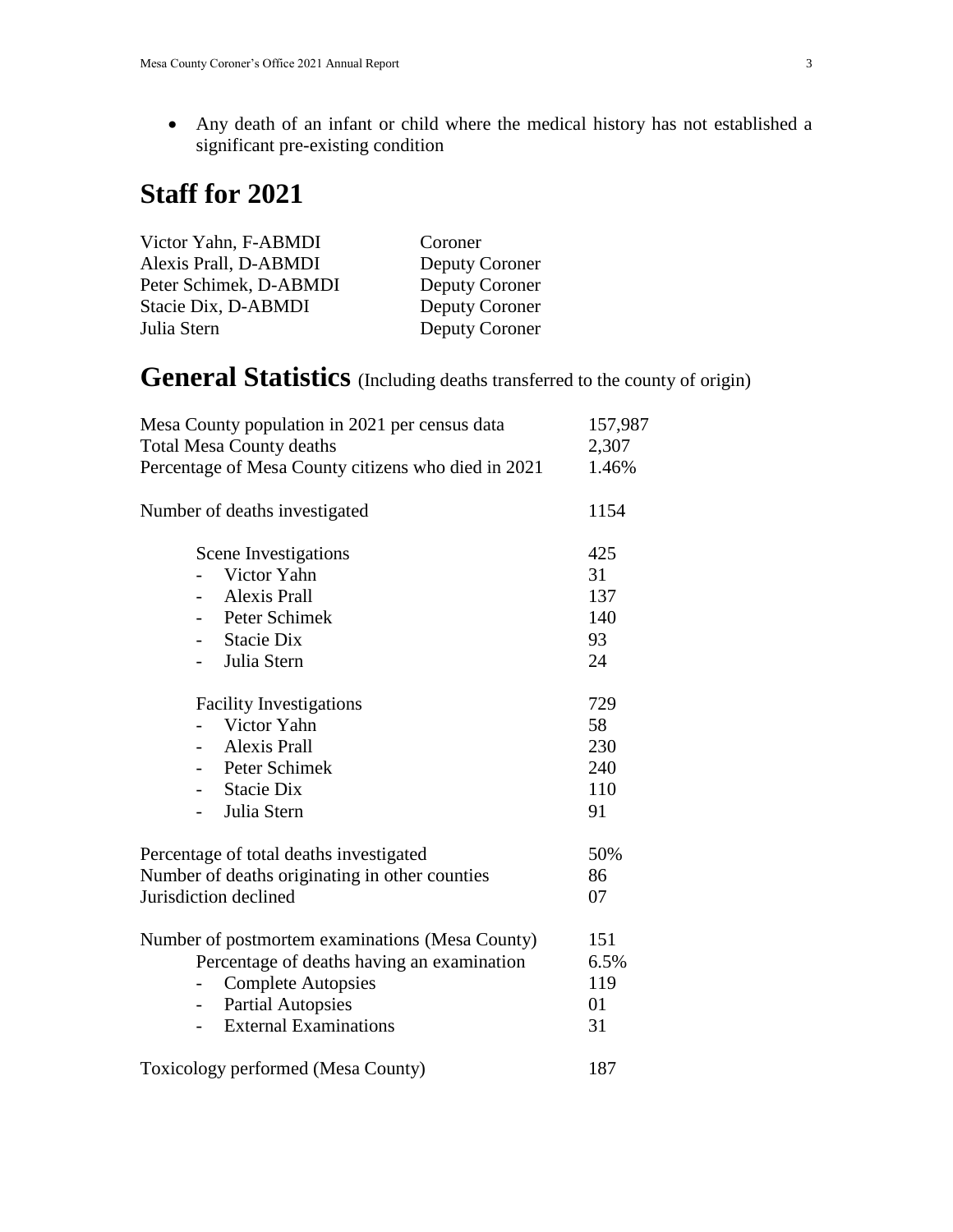- Any death of an infant or child where the medical history has not established a significant pre-existing condition

# Staff for 2021

| | |
|---|---|
| Victor Yahn, F-ABMDI | Coroner |
| Alexis Prall, D-ABMDI | Deputy Coroner |
| Peter Schimek, D-ABMDI | Deputy Coroner |
| Stacie Dix, D-ABMDI | Deputy Coroner |
| Julia Stern | Deputy Coroner |

# General Statistics (Including deaths transferred to the county of origin)

| | |
|---|---|
| Mesa County population in 2021 per census data | 157,987 |
| Total Mesa County deaths | 2,307 |
| Percentage of Mesa County citizens who died in 2021 | 1.46% |
| | |
| Number of deaths investigated | 1154 |
| | |
| Scene Investigations | 425 |
| - Victor Yahn | 31 |
| - Alexis Prall | 137 |
| - Peter Schimek | 140 |
| - Stacie Dix | 93 |
| - Julia Stern | 24 |
| | |
| Facility Investigations | 729 |
| - Victor Yahn | 58 |
| - Alexis Prall | 230 |
| - Peter Schimek | 240 |
| - Stacie Dix | 110 |
| - Julia Stern | 91 |
| | |
| Percentage of total deaths investigated | 50% |
| Number of deaths originating in other counties | 86 |
| Jurisdiction declined | 07 |
| | |
| Number of postmortem examinations (Mesa County) | 151 |
| Percentage of deaths having an examination | 6.5% |
| - Complete Autopsies | 119 |
| - Partial Autopsies | 01 |
| - External Examinations | 31 |
| | |
| Toxicology performed (Mesa County) | 187 |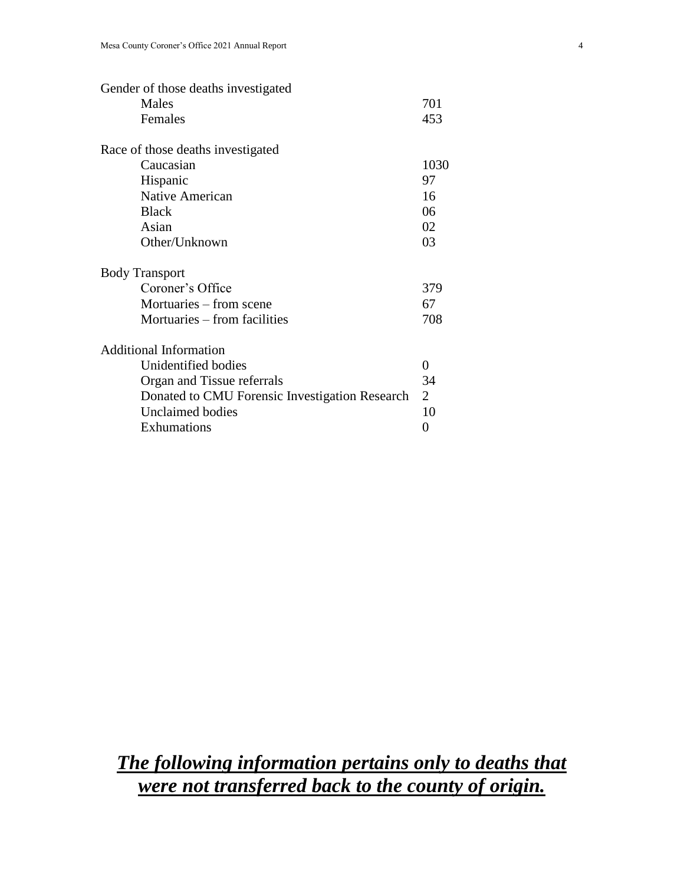| Gender of those deaths investigated | |
| --- | --- |
| Males | 701 |
| Females | 453 |

| Race of those deaths investigated | |
| --- | --- |
| Caucasian | 1030 |
| Hispanic | 97 |
| Native American | 16 |
| Black | 06 |
| Asian | 02 |
| Other/Unknown | 03 |

| Body Transport | |
| --- | --- |
| Coroner's Office | 379 |
| Mortuaries – from scene | 67 |
| Mortuaries – from facilities | 708 |

| Additional Information | |
| --- | --- |
| Unidentified bodies | 0 |
| Organ and Tissue referrals | 34 |
| Donated to CMU Forensic Investigation Research | 2 |
| Unclaimed bodies | 10 |
| Exhumations | 0 |

***The following information pertains only to deaths that were not transferred back to the county of origin.***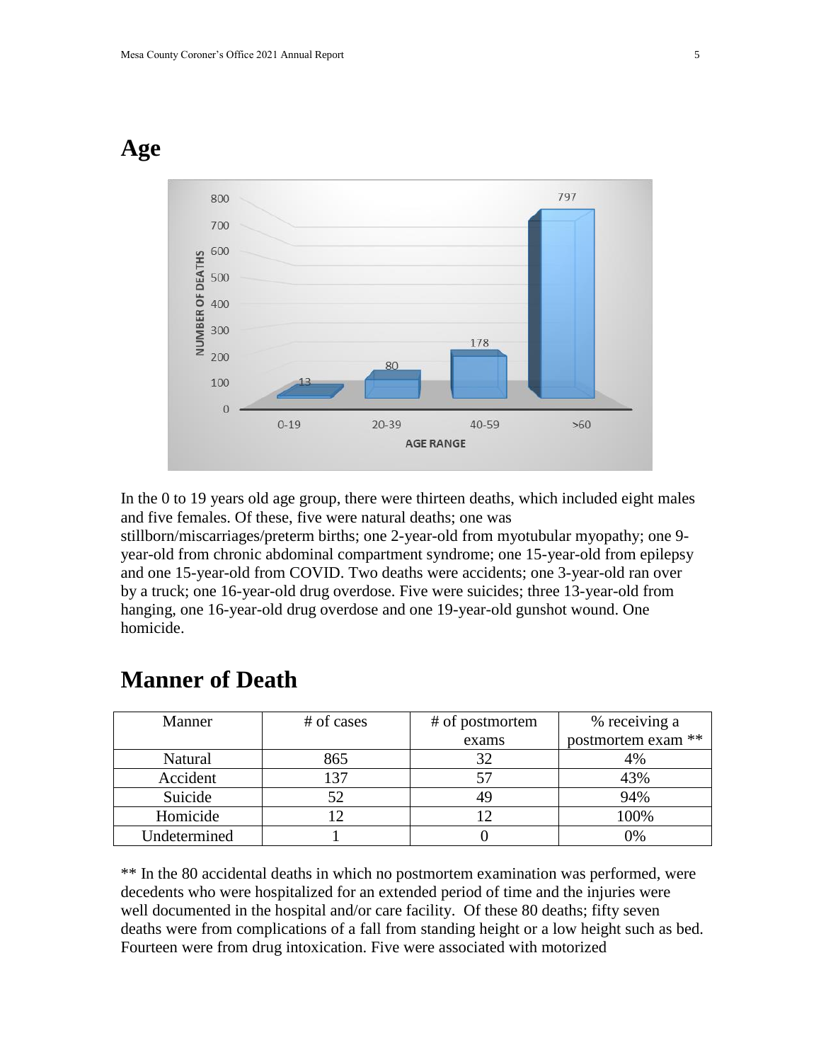## Age

In the 0 to 19 years old age group, there were thirteen deaths, which included eight males and five females. Of these, five were natural deaths; one was stillborn/miscarriages/preterm births; one 2-year-old from myotubular myopathy; one 9-year-old from chronic abdominal compartment syndrome; one 15-year-old from epilepsy and one 15-year-old from COVID. Two deaths were accidents; one 3-year-old ran over by a truck; one 16-year-old drug overdose. Five were suicides; three 13-year-old from hanging, one 16-year-old drug overdose and one 19-year-old gunshot wound. One homicide.

## Manner of Death

| Manner | # of cases | # of postmortem exams | % receiving a postmortem exam ** |
|---|---|---|---|
| Natural | 865 | 32 | 4% |
| Accident | 137 | 57 | 43% |
| Suicide | 52 | 49 | 94% |
| Homicide | 12 | 12 | 100% |
| Undetermined | 1 | 0 | 0% |

** In the 80 accidental deaths in which no postmortem examination was performed, were decedents who were hospitalized for an extended period of time and the injuries were well documented in the hospital and/or care facility. Of these 80 deaths; fifty seven deaths were from complications of a fall from standing height or a low height such as bed. Fourteen were from drug intoxication. Five were associated with motorized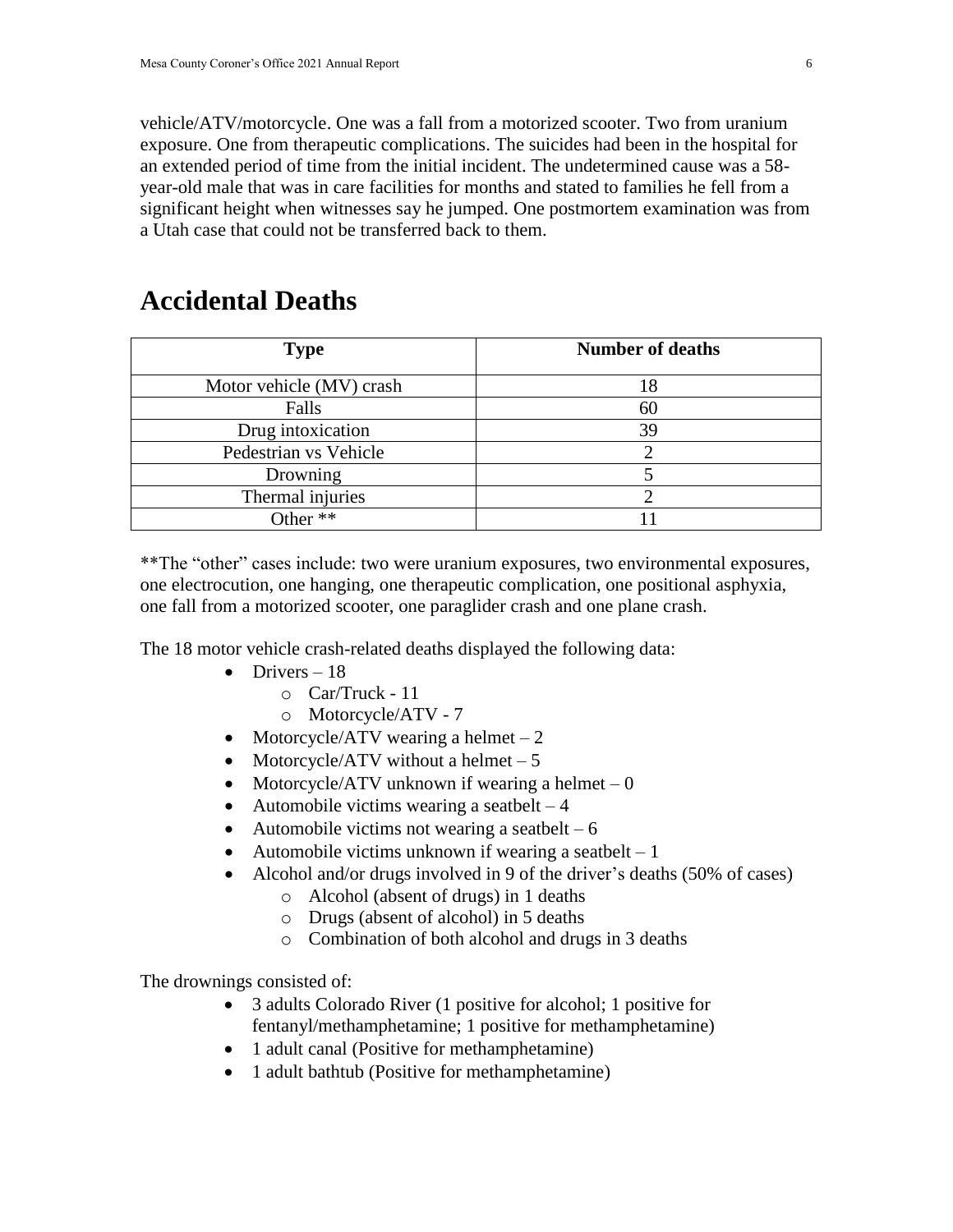vehicle/ATV/motorcycle. One was a fall from a motorized scooter. Two from uranium exposure. One from therapeutic complications. The suicides had been in the hospital for an extended period of time from the initial incident. The undetermined cause was a 58-year-old male that was in care facilities for months and stated to families he fell from a significant height when witnesses say he jumped. One postmortem examination was from a Utah case that could not be transferred back to them.

# Accidental Deaths

| Type | Number of deaths |
|---|---|
| Motor vehicle (MV) crash | 18 |
| Falls | 60 |
| Drug intoxication | 39 |
| Pedestrian vs Vehicle | 2 |
| Drowning | 5 |
| Thermal injuries | 2 |
| Other ** | 11 |

**The "other" cases include: two were uranium exposures, two environmental exposures, one electrocution, one hanging, one therapeutic complication, one positional asphyxia, one fall from a motorized scooter, one paraglider crash and one plane crash.

The 18 motor vehicle crash-related deaths displayed the following data:

- Drivers – 18
  - Car/Truck - 11
  - Motorcycle/ATV - 7
- Motorcycle/ATV wearing a helmet – 2
- Motorcycle/ATV without a helmet – 5
- Motorcycle/ATV unknown if wearing a helmet – 0
- Automobile victims wearing a seatbelt – 4
- Automobile victims not wearing a seatbelt – 6
- Automobile victims unknown if wearing a seatbelt – 1
- Alcohol and/or drugs involved in 9 of the driver's deaths (50% of cases)
  - Alcohol (absent of drugs) in 1 deaths
  - Drugs (absent of alcohol) in 5 deaths
  - Combination of both alcohol and drugs in 3 deaths

The drownings consisted of:

- 3 adults Colorado River (1 positive for alcohol; 1 positive for fentanyl/methamphetamine; 1 positive for methamphetamine)
- 1 adult canal (Positive for methamphetamine)
- 1 adult bathtub (Positive for methamphetamine)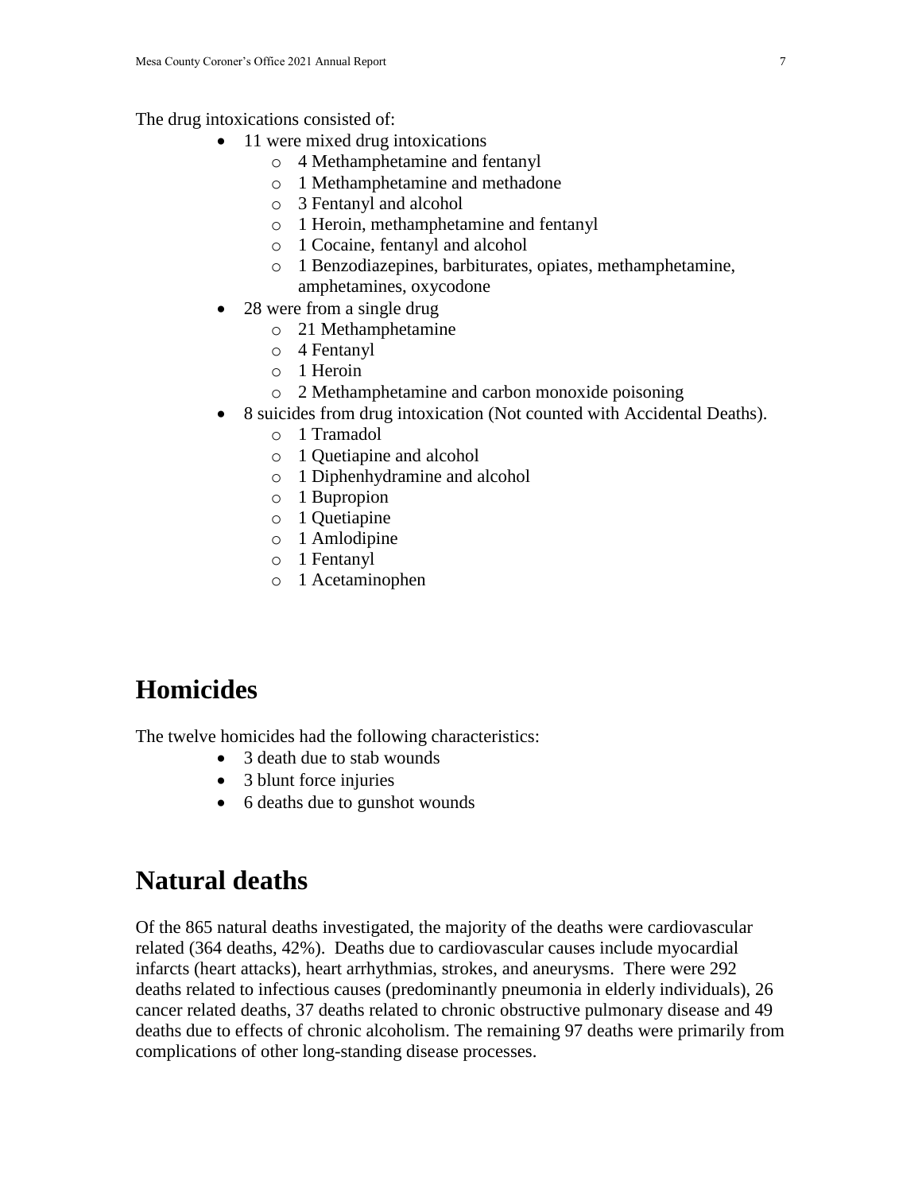The drug intoxications consisted of:

- 11 were mixed drug intoxications
  - 4 Methamphetamine and fentanyl
  - 1 Methamphetamine and methadone
  - 3 Fentanyl and alcohol
  - 1 Heroin, methamphetamine and fentanyl
  - 1 Cocaine, fentanyl and alcohol
  - 1 Benzodiazepines, barbiturates, opiates, methamphetamine, amphetamines, oxycodone
- 28 were from a single drug
  - 21 Methamphetamine
  - 4 Fentanyl
  - 1 Heroin
  - 2 Methamphetamine and carbon monoxide poisoning
- 8 suicides from drug intoxication (Not counted with Accidental Deaths).
  - 1 Tramadol
  - 1 Quetiapine and alcohol
  - 1 Diphenhydramine and alcohol
  - 1 Bupropion
  - 1 Quetiapine
  - 1 Amlodipine
  - 1 Fentanyl
  - 1 Acetaminophen

# Homicides

The twelve homicides had the following characteristics:

- 3 death due to stab wounds
- 3 blunt force injuries
- 6 deaths due to gunshot wounds

# Natural deaths

Of the 865 natural deaths investigated, the majority of the deaths were cardiovascular related (364 deaths, 42%). Deaths due to cardiovascular causes include myocardial infarcts (heart attacks), heart arrhythmias, strokes, and aneurysms. There were 292 deaths related to infectious causes (predominantly pneumonia in elderly individuals), 26 cancer related deaths, 37 deaths related to chronic obstructive pulmonary disease and 49 deaths due to effects of chronic alcoholism. The remaining 97 deaths were primarily from complications of other long-standing disease processes.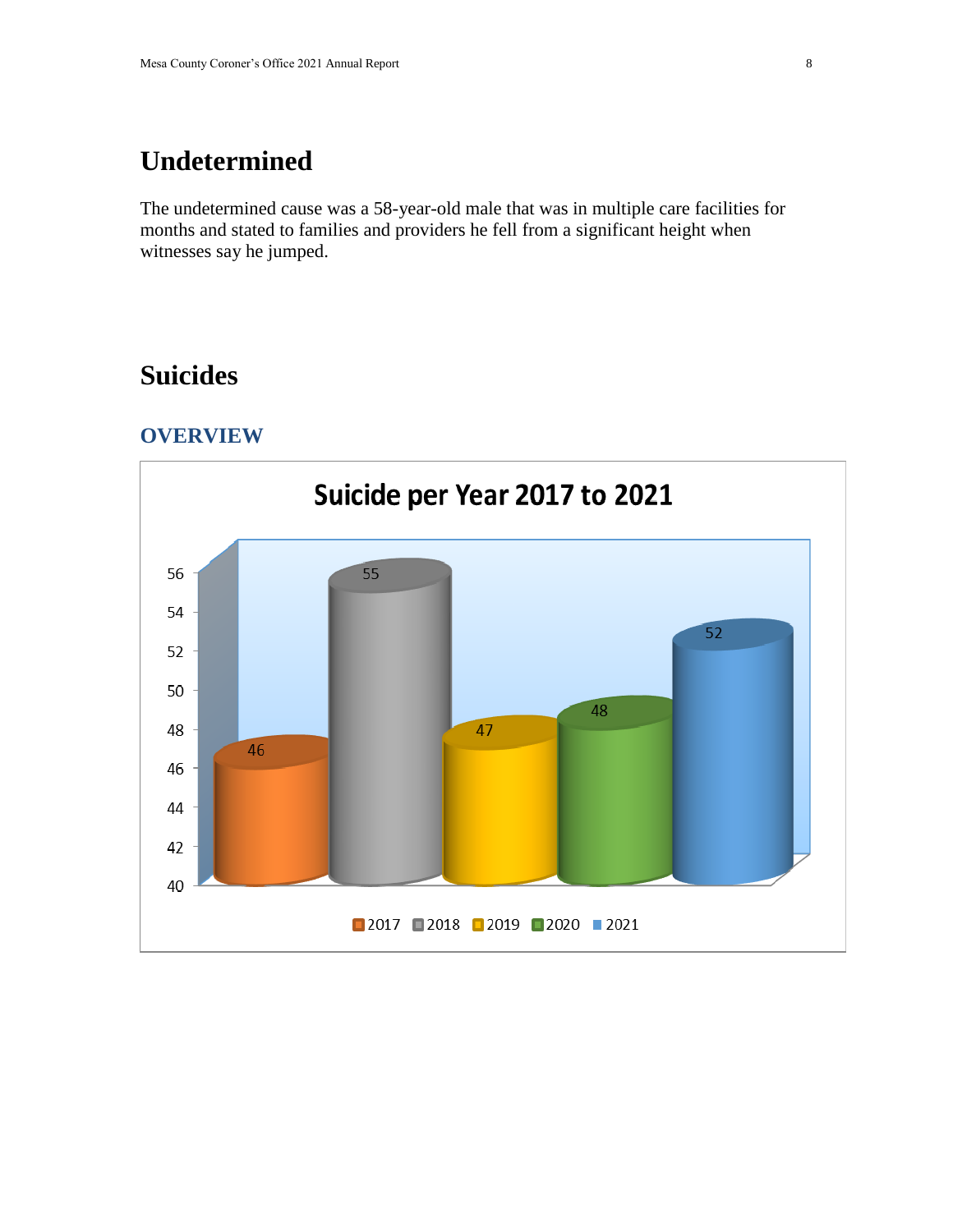# Undetermined

The undetermined cause was a 58-year-old male that was in multiple care facilities for months and stated to families and providers he fell from a significant height when witnesses say he jumped.

# Suicides

## OVERVIEW

**Suicide per Year 2017 to 2021**

| Year | Suicides |
|---|---|
| 2017 | 46 |
| 2018 | 55 |
| 2019 | 47 |
| 2020 | 48 |
| 2021 | 52 |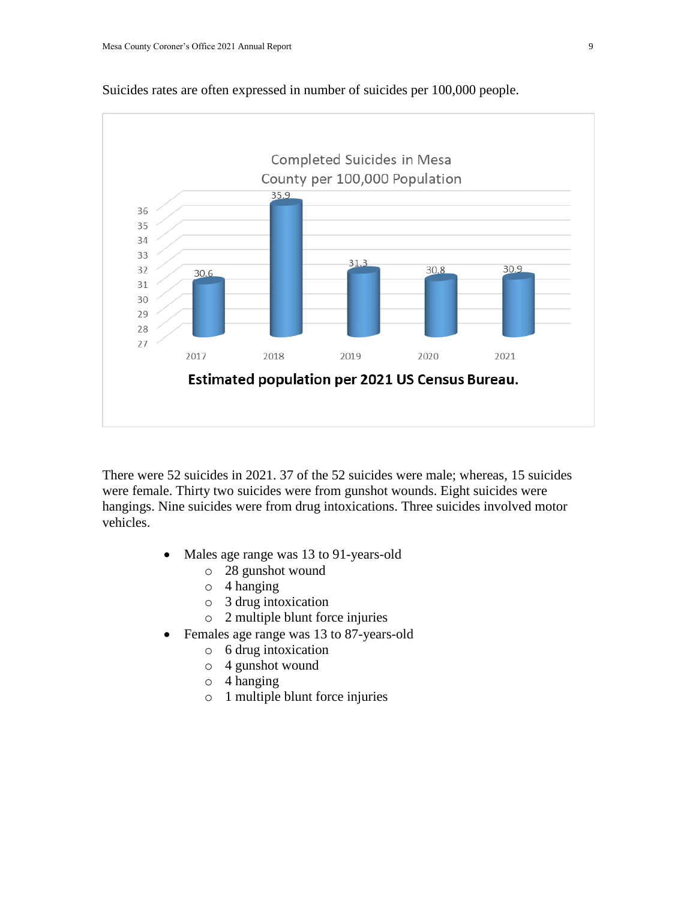Suicides rates are often expressed in number of suicides per 100,000 people.

**Completed Suicides in Mesa County per 100,000 Population**

| Year | Rate |
|---|---|
| 2017 | 30.6 |
| 2018 | 35.9 |
| 2019 | 31.3 |
| 2020 | 30.8 |
| 2021 | 30.9 |

**Estimated population per 2021 US Census Bureau.**

There were 52 suicides in 2021. 37 of the 52 suicides were male; whereas, 15 suicides were female. Thirty two suicides were from gunshot wounds. Eight suicides were hangings. Nine suicides were from drug intoxications. Three suicides involved motor vehicles.

- Males age range was 13 to 91-years-old
  - 28 gunshot wound
  - 4 hanging
  - 3 drug intoxication
  - 2 multiple blunt force injuries
- Females age range was 13 to 87-years-old
  - 6 drug intoxication
  - 4 gunshot wound
  - 4 hanging
  - 1 multiple blunt force injuries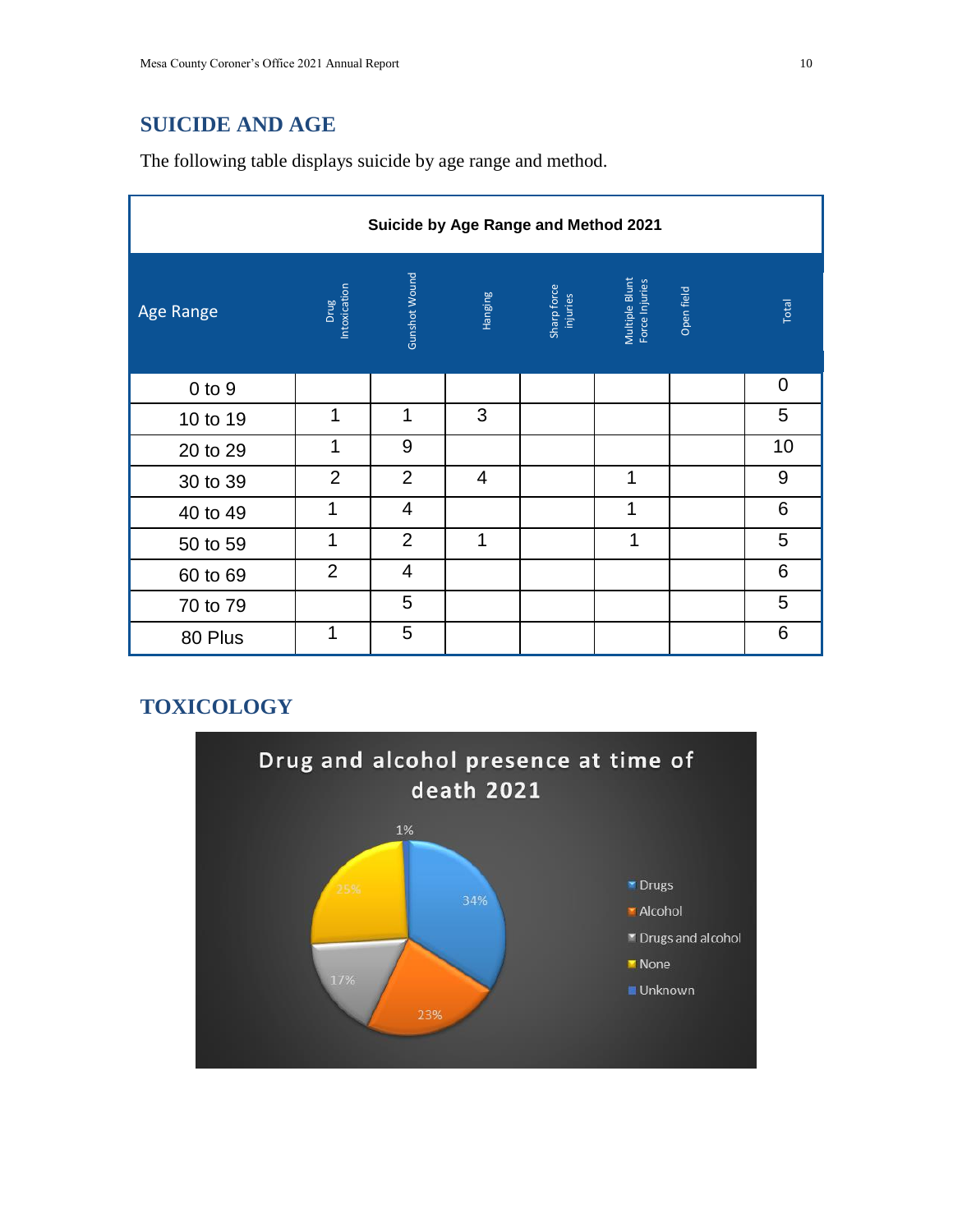## SUICIDE AND AGE

The following table displays suicide by age range and method.

| Suicide by Age Range and Method 2021 | | | | | | | |
|---|---|---|---|---|---|---|---|
| Age Range | Drug Intoxication | Gunshot Wound | Hanging | Sharp force injuries | Multiple Blunt Force Injuries | Open field | Total |
| 0 to 9 | | | | | | | 0 |
| 10 to 19 | 1 | 1 | 3 | | | | 5 |
| 20 to 29 | 1 | 9 | | | | | 10 |
| 30 to 39 | 2 | 2 | 4 | | 1 | | 9 |
| 40 to 49 | 1 | 4 | | | 1 | | 6 |
| 50 to 59 | 1 | 2 | 1 | | 1 | | 5 |
| 60 to 69 | 2 | 4 | | | | | 6 |
| 70 to 79 | | 5 | | | | | 5 |
| 80 Plus | 1 | 5 | | | | | 6 |

## TOXICOLOGY

Drug and alcohol presence at time of death 2021

| Category | Percent |
|---|---|
| Drugs | 34% |
| Alcohol | 23% |
| Drugs and alcohol | 17% |
| None | 25% |
| Unknown | 1% |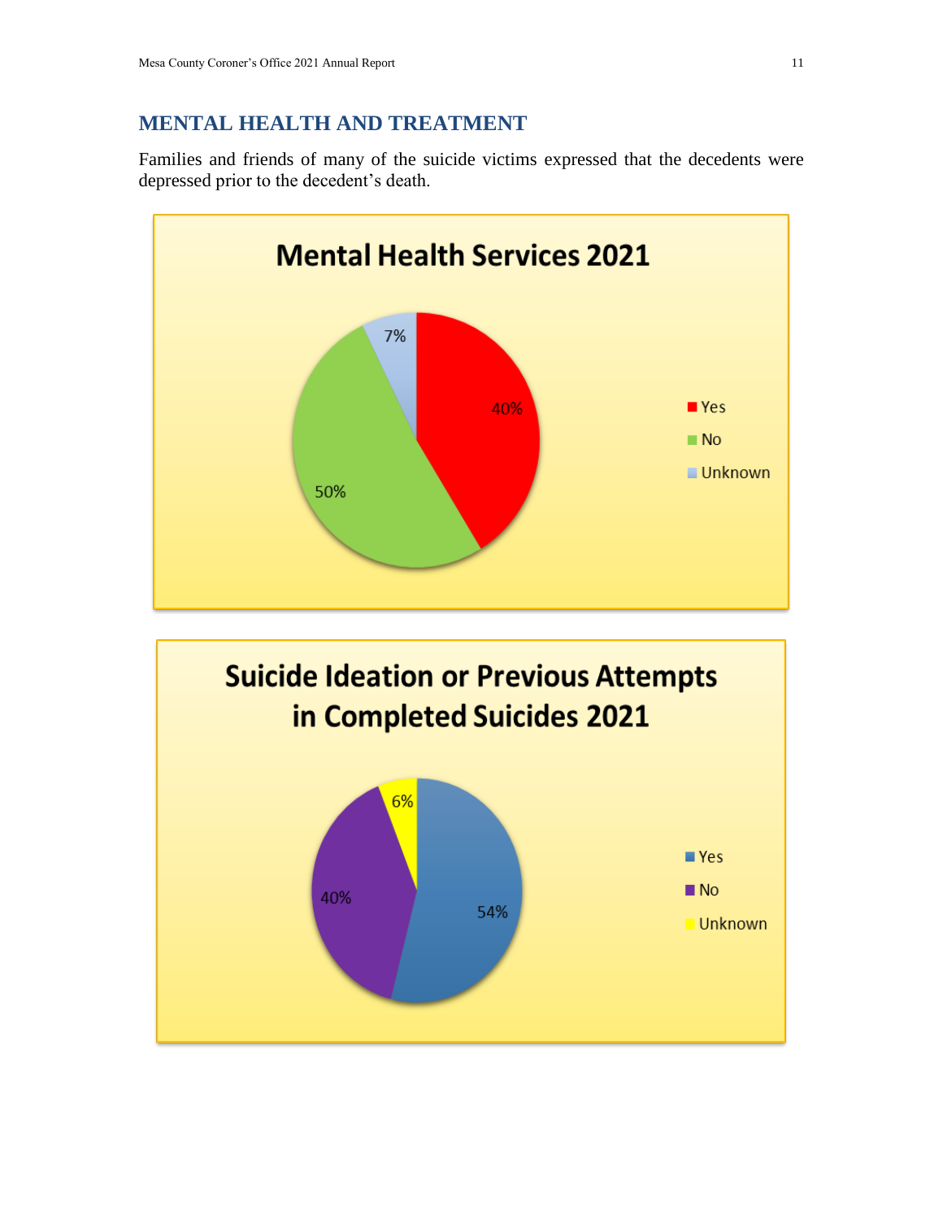## MENTAL HEALTH AND TREATMENT

Families and friends of many of the suicide victims expressed that the decedents were depressed prior to the decedent's death.

**Mental Health Services 2021**

| Response | Percent |
|---|---|
| Yes | 40% |
| No | 50% |
| Unknown | 7% |

**Suicide Ideation or Previous Attempts in Completed Suicides 2021**

| Response | Percent |
|---|---|
| Yes | 54% |
| No | 40% |
| Unknown | 6% |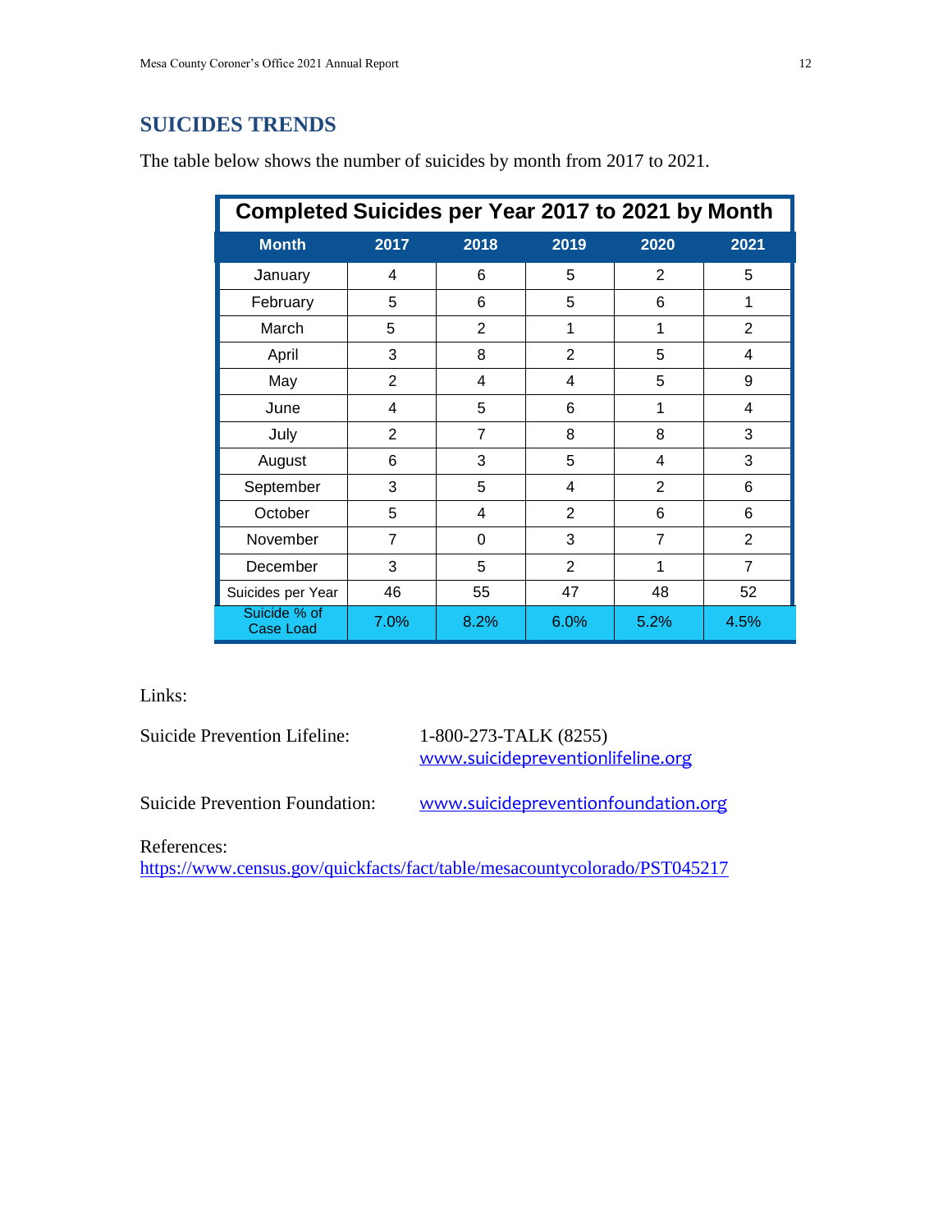## SUICIDES TRENDS

The table below shows the number of suicides by month from 2017 to 2021.

**Completed Suicides per Year 2017 to 2021 by Month**

| Month | 2017 | 2018 | 2019 | 2020 | 2021 |
|---|---|---|---|---|---|
| January | 4 | 6 | 5 | 2 | 5 |
| February | 5 | 6 | 5 | 6 | 1 |
| March | 5 | 2 | 1 | 1 | 2 |
| April | 3 | 8 | 2 | 5 | 4 |
| May | 2 | 4 | 4 | 5 | 9 |
| June | 4 | 5 | 6 | 1 | 4 |
| July | 2 | 7 | 8 | 8 | 3 |
| August | 6 | 3 | 5 | 4 | 3 |
| September | 3 | 5 | 4 | 2 | 6 |
| October | 5 | 4 | 2 | 6 | 6 |
| November | 7 | 0 | 3 | 7 | 2 |
| December | 3 | 5 | 2 | 1 | 7 |
| Suicides per Year | 46 | 55 | 47 | 48 | 52 |
| Suicide % of Case Load | 7.0% | 8.2% | 6.0% | 5.2% | 4.5% |

Links:

Suicide Prevention Lifeline: 1-800-273-TALK (8255)
www.suicidepreventionlifeline.org

Suicide Prevention Foundation: www.suicidepreventionfoundation.org

References:
https://www.census.gov/quickfacts/fact/table/mesacountycolorado/PST045217